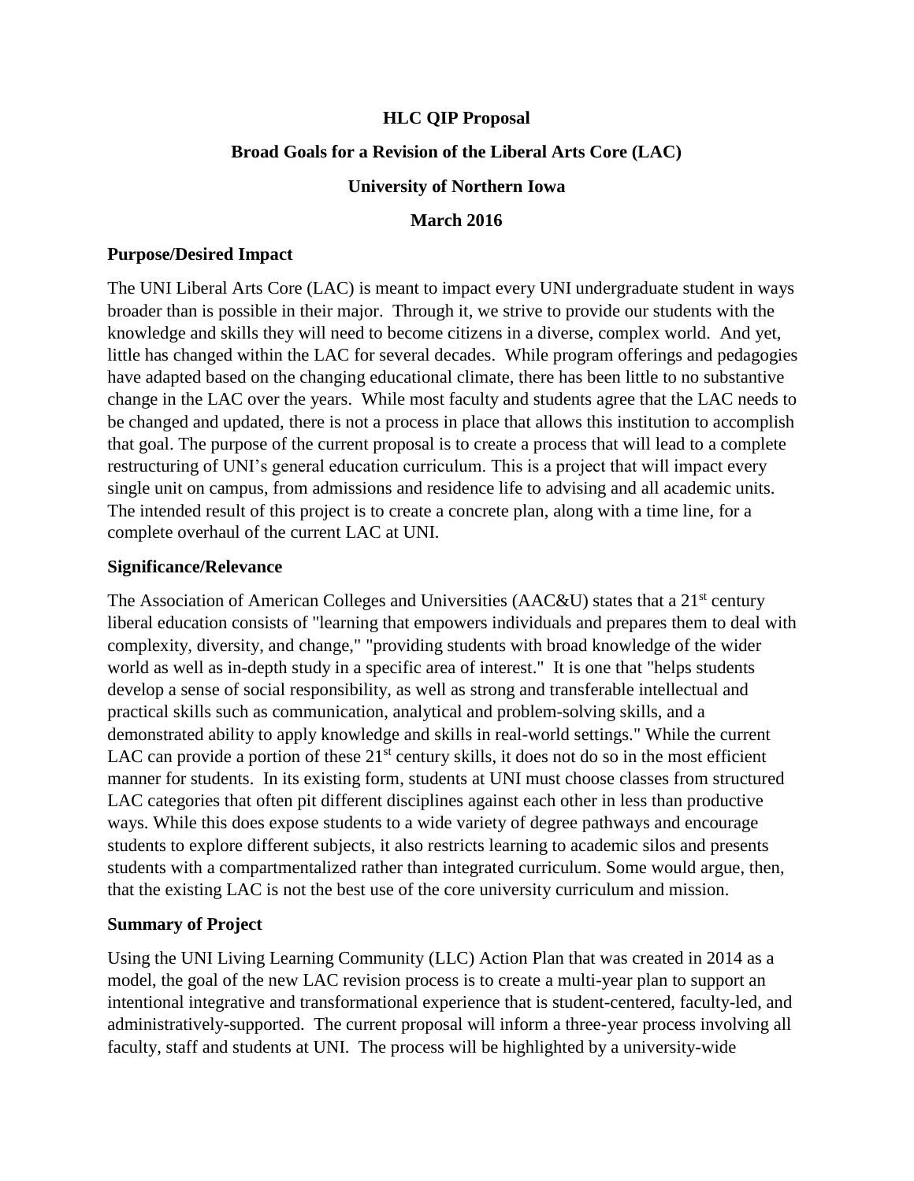# HLC QIP Proposal

## Broad Goals for a Revision of the Liberal Arts Core (LAC)

## University of Northern Iowa

## March 2016

### Purpose/Desired Impact

The UNI Liberal Arts Core (LAC) is meant to impact every UNI undergraduate student in ways broader than is possible in their major. Through it, we strive to provide our students with the knowledge and skills they will need to become citizens in a diverse, complex world. And yet, little has changed within the LAC for several decades. While program offerings and pedagogies have adapted based on the changing educational climate, there has been little to no substantive change in the LAC over the years. While most faculty and students agree that the LAC needs to be changed and updated, there is not a process in place that allows this institution to accomplish that goal. The purpose of the current proposal is to create a process that will lead to a complete restructuring of UNI's general education curriculum. This is a project that will impact every single unit on campus, from admissions and residence life to advising and all academic units. The intended result of this project is to create a concrete plan, along with a time line, for a complete overhaul of the current LAC at UNI.

### Significance/Relevance

The Association of American Colleges and Universities (AAC&U) states that a 21st century liberal education consists of "learning that empowers individuals and prepares them to deal with complexity, diversity, and change," "providing students with broad knowledge of the wider world as well as in-depth study in a specific area of interest." It is one that "helps students develop a sense of social responsibility, as well as strong and transferable intellectual and practical skills such as communication, analytical and problem-solving skills, and a demonstrated ability to apply knowledge and skills in real-world settings." While the current LAC can provide a portion of these 21st century skills, it does not do so in the most efficient manner for students. In its existing form, students at UNI must choose classes from structured LAC categories that often pit different disciplines against each other in less than productive ways. While this does expose students to a wide variety of degree pathways and encourage students to explore different subjects, it also restricts learning to academic silos and presents students with a compartmentalized rather than integrated curriculum. Some would argue, then, that the existing LAC is not the best use of the core university curriculum and mission.

### Summary of Project

Using the UNI Living Learning Community (LLC) Action Plan that was created in 2014 as a model, the goal of the new LAC revision process is to create a multi-year plan to support an intentional integrative and transformational experience that is student-centered, faculty-led, and administratively-supported. The current proposal will inform a three-year process involving all faculty, staff and students at UNI. The process will be highlighted by a university-wide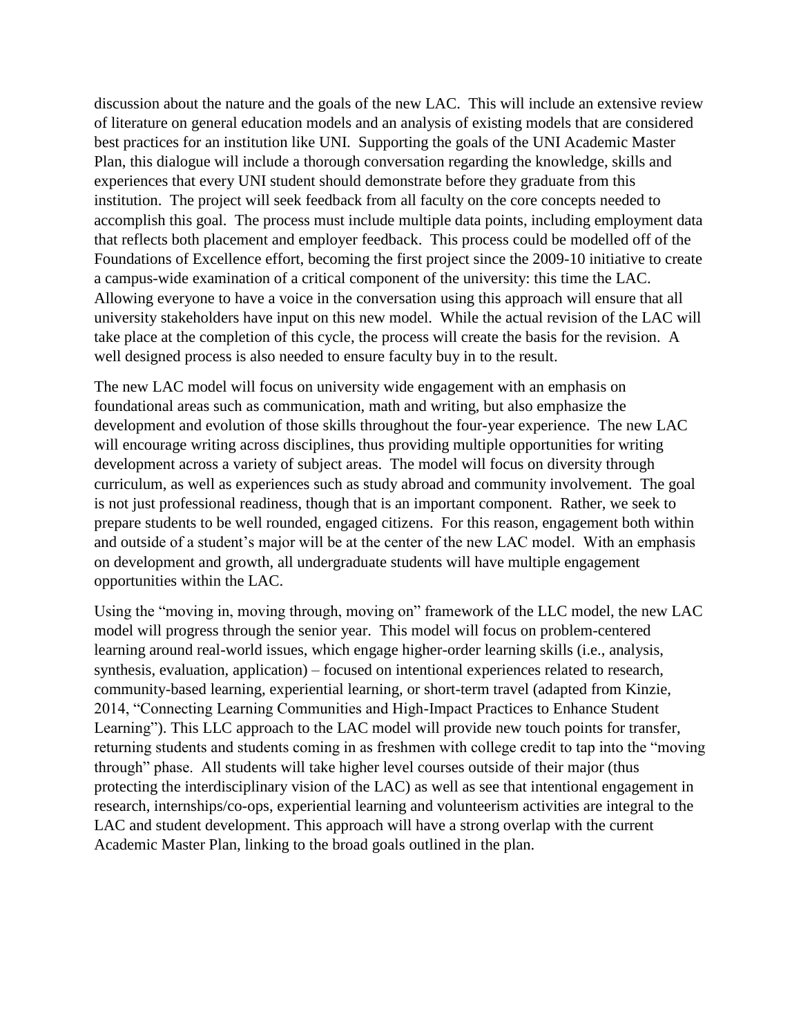discussion about the nature and the goals of the new LAC. This will include an extensive review of literature on general education models and an analysis of existing models that are considered best practices for an institution like UNI. Supporting the goals of the UNI Academic Master Plan, this dialogue will include a thorough conversation regarding the knowledge, skills and experiences that every UNI student should demonstrate before they graduate from this institution. The project will seek feedback from all faculty on the core concepts needed to accomplish this goal. The process must include multiple data points, including employment data that reflects both placement and employer feedback. This process could be modelled off of the Foundations of Excellence effort, becoming the first project since the 2009-10 initiative to create a campus-wide examination of a critical component of the university: this time the LAC. Allowing everyone to have a voice in the conversation using this approach will ensure that all university stakeholders have input on this new model. While the actual revision of the LAC will take place at the completion of this cycle, the process will create the basis for the revision. A well designed process is also needed to ensure faculty buy in to the result.

The new LAC model will focus on university wide engagement with an emphasis on foundational areas such as communication, math and writing, but also emphasize the development and evolution of those skills throughout the four-year experience. The new LAC will encourage writing across disciplines, thus providing multiple opportunities for writing development across a variety of subject areas. The model will focus on diversity through curriculum, as well as experiences such as study abroad and community involvement. The goal is not just professional readiness, though that is an important component. Rather, we seek to prepare students to be well rounded, engaged citizens. For this reason, engagement both within and outside of a student's major will be at the center of the new LAC model. With an emphasis on development and growth, all undergraduate students will have multiple engagement opportunities within the LAC.

Using the "moving in, moving through, moving on" framework of the LLC model, the new LAC model will progress through the senior year. This model will focus on problem-centered learning around real-world issues, which engage higher-order learning skills (i.e., analysis, synthesis, evaluation, application) – focused on intentional experiences related to research, community-based learning, experiential learning, or short-term travel (adapted from Kinzie, 2014, "Connecting Learning Communities and High-Impact Practices to Enhance Student Learning"). This LLC approach to the LAC model will provide new touch points for transfer, returning students and students coming in as freshmen with college credit to tap into the "moving through" phase. All students will take higher level courses outside of their major (thus protecting the interdisciplinary vision of the LAC) as well as see that intentional engagement in research, internships/co-ops, experiential learning and volunteerism activities are integral to the LAC and student development. This approach will have a strong overlap with the current Academic Master Plan, linking to the broad goals outlined in the plan.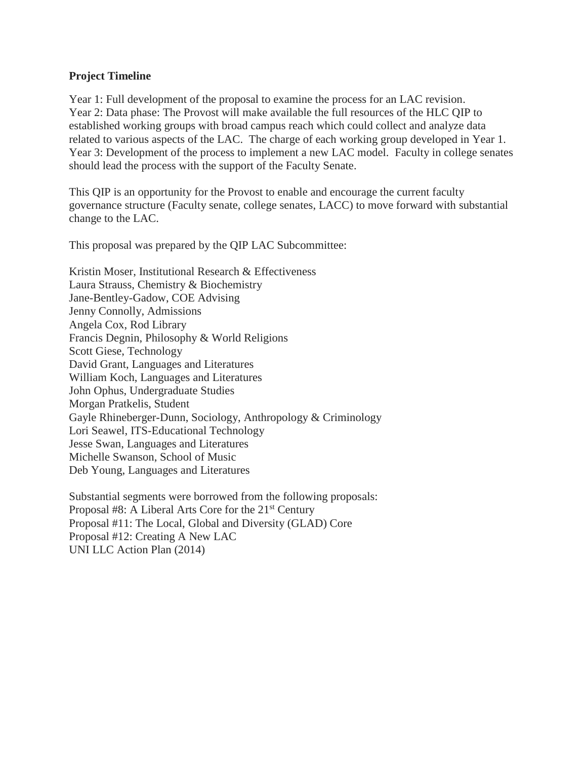**Project Timeline**

Year 1: Full development of the proposal to examine the process for an LAC revision.
Year 2: Data phase: The Provost will make available the full resources of the HLC QIP to established working groups with broad campus reach which could collect and analyze data related to various aspects of the LAC. The charge of each working group developed in Year 1.
Year 3: Development of the process to implement a new LAC model. Faculty in college senates should lead the process with the support of the Faculty Senate.

This QIP is an opportunity for the Provost to enable and encourage the current faculty governance structure (Faculty senate, college senates, LACC) to move forward with substantial change to the LAC.

This proposal was prepared by the QIP LAC Subcommittee:

Kristin Moser, Institutional Research & Effectiveness
Laura Strauss, Chemistry & Biochemistry
Jane-Bentley-Gadow, COE Advising
Jenny Connolly, Admissions
Angela Cox, Rod Library
Francis Degnin, Philosophy & World Religions
Scott Giese, Technology
David Grant, Languages and Literatures
William Koch, Languages and Literatures
John Ophus, Undergraduate Studies
Morgan Pratkelis, Student
Gayle Rhineberger-Dunn, Sociology, Anthropology & Criminology
Lori Seawel, ITS-Educational Technology
Jesse Swan, Languages and Literatures
Michelle Swanson, School of Music
Deb Young, Languages and Literatures

Substantial segments were borrowed from the following proposals:
Proposal #8: A Liberal Arts Core for the 21st Century
Proposal #11: The Local, Global and Diversity (GLAD) Core
Proposal #12: Creating A New LAC
UNI LLC Action Plan (2014)